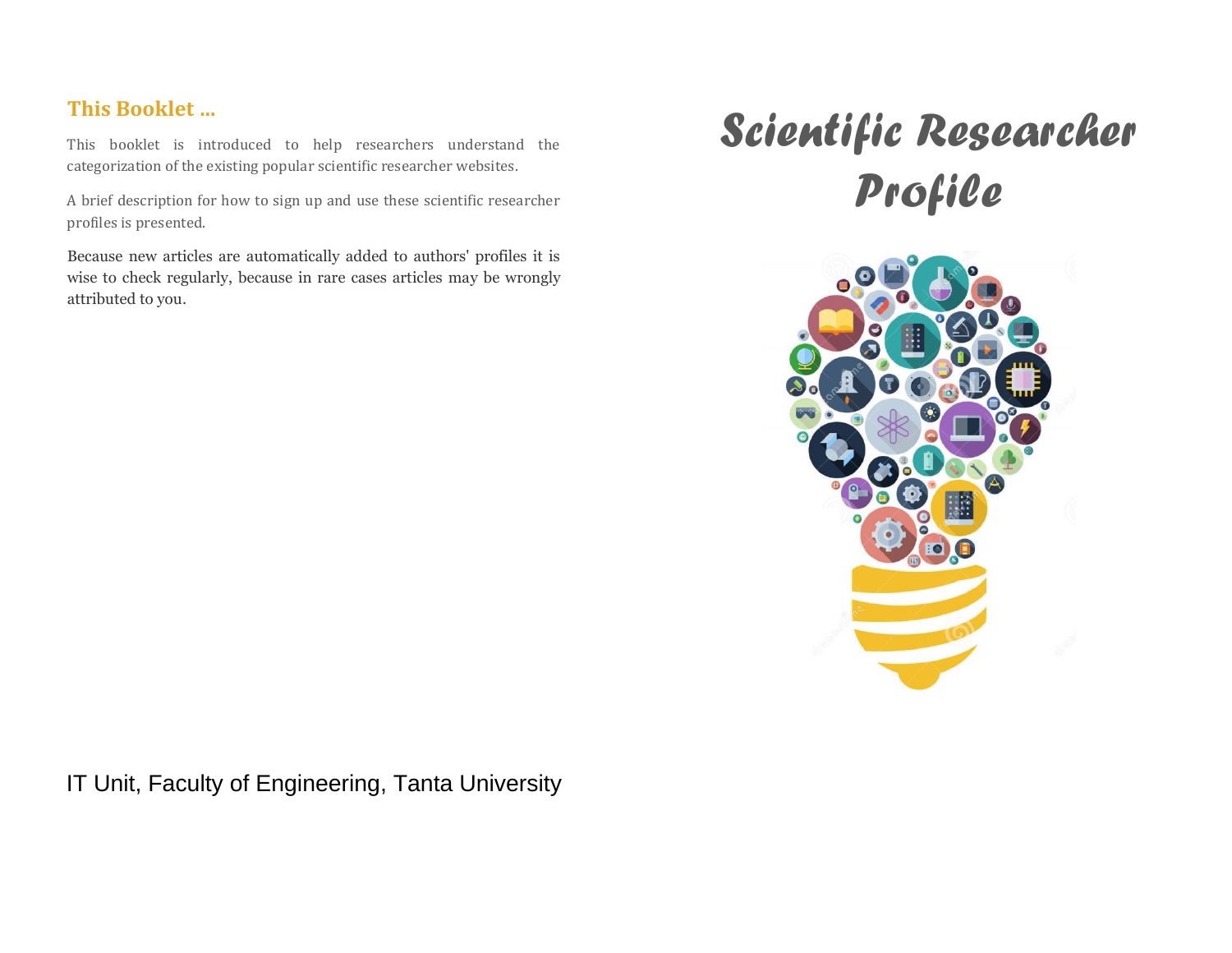# Scientific Researcher Profile

## This Booklet ...

This booklet is introduced to help researchers understand the categorization of the existing popular scientific researcher websites.

A brief description for how to sign up and use these scientific researcher profiles is presented.

Because new articles are automatically added to authors' profiles it is wise to check regularly, because in rare cases articles may be wrongly attributed to you.

IT Unit, Faculty of Engineering, Tanta University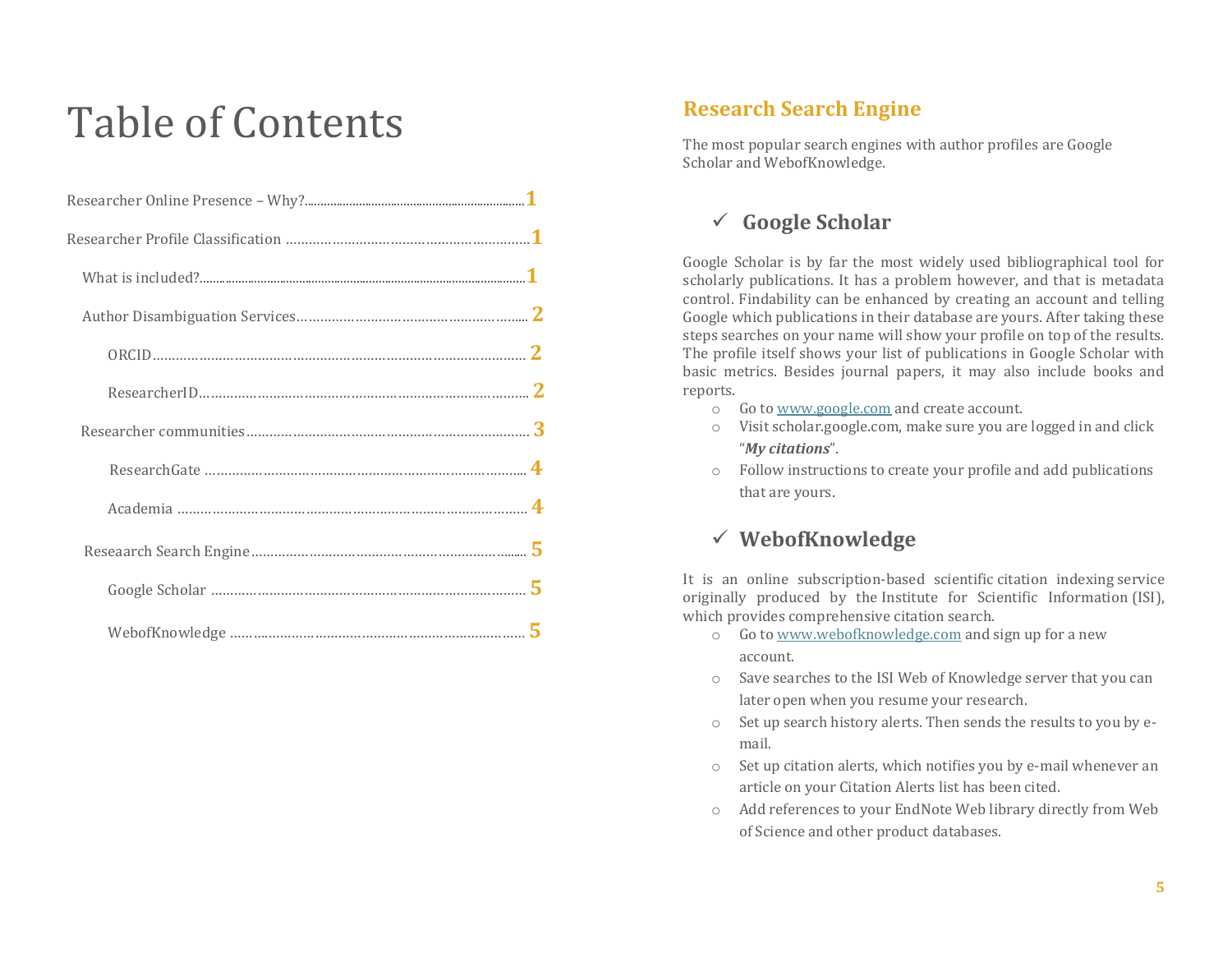# Table of Contents

- Researcher Online Presence – Why? …… 1
- Researcher Profile Classification …… 1
  - What is included? …… 1
  - Author Disambiguation Services …… 2
    - ORCID …… 2
    - ResearcherID …… 2
  - Researcher communities …… 3
    - ResearchGate …… 4
    - Academia …… 4
  - Reseaarch Search Engine …… 5
    - Google Scholar …… 5
    - WebofKnowledge …… 5

## Research Search Engine

The most popular search engines with author profiles are Google Scholar and WebofKnowledge.

### ✓ Google Scholar

Google Scholar is by far the most widely used bibliographical tool for scholarly publications. It has a problem however, and that is metadata control. Findability can be enhanced by creating an account and telling Google which publications in their database are yours. After taking these steps searches on your name will show your profile on top of the results. The profile itself shows your list of publications in Google Scholar with basic metrics. Besides journal papers, it may also include books and reports.

- Go to [www.google.com](www.google.com) and create account.
- Visit scholar.google.com, make sure you are logged in and click "***My citations***".
- Follow instructions to create your profile and add publications that are yours.

### ✓ WebofKnowledge

It is an online subscription-based scientific citation indexing service originally produced by the Institute for Scientific Information (ISI), which provides comprehensive citation search.

- Go to [www.webofknowledge.com](www.webofknowledge.com) and sign up for a new account.
- Save searches to the ISI Web of Knowledge server that you can later open when you resume your research.
- Set up search history alerts. Then sends the results to you by e-mail.
- Set up citation alerts, which notifies you by e-mail whenever an article on your Citation Alerts list has been cited.
- Add references to your EndNote Web library directly from Web of Science and other product databases.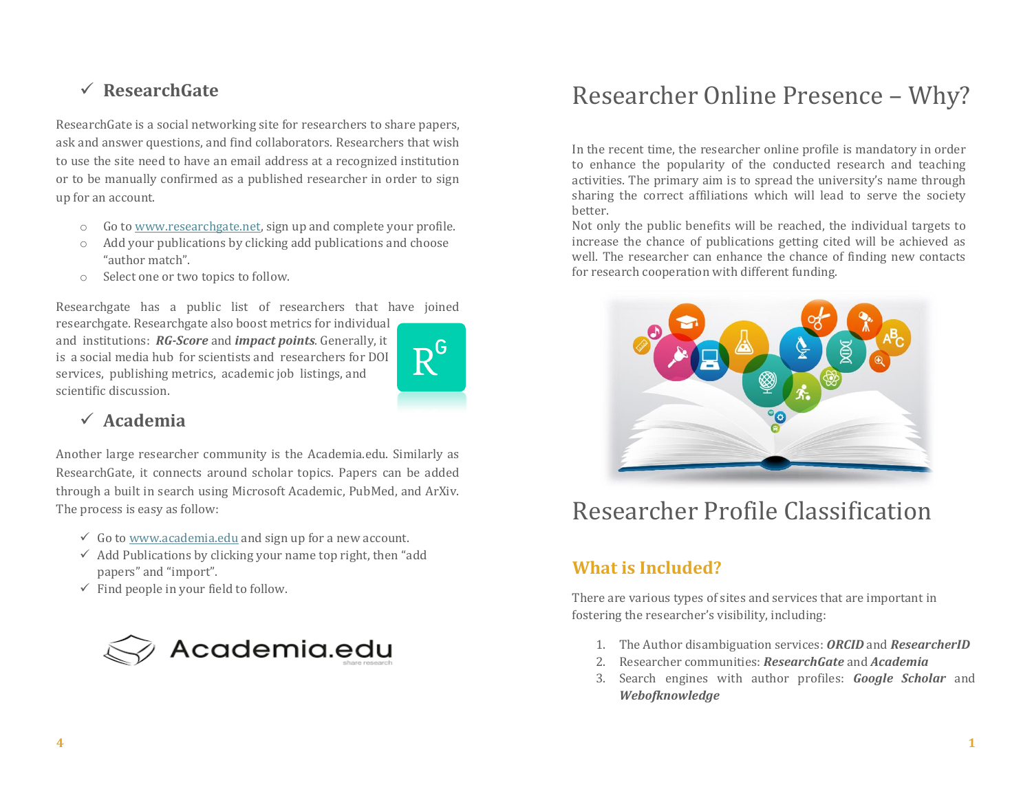## ✓ ResearchGate

ResearchGate is a social networking site for researchers to share papers, ask and answer questions, and find collaborators. Researchers that wish to use the site need to have an email address at a recognized institution or to be manually confirmed as a published researcher in order to sign up for an account.

- Go to www.researchgate.net, sign up and complete your profile.
- Add your publications by clicking add publications and choose "author match".
- Select one or two topics to follow.

Researchgate has a public list of researchers that have joined researchgate. Researchgate also boost metrics for individual and institutions: ***RG-Score*** and ***impact points***. Generally, it is a social media hub for scientists and researchers for DOI services, publishing metrics, academic job listings, and scientific discussion.

## ✓ Academia

Another large researcher community is the Academia.edu. Similarly as ResearchGate, it connects around scholar topics. Papers can be added through a built in search using Microsoft Academic, PubMed, and ArXiv. The process is easy as follow:

- ✓ Go to www.academia.edu and sign up for a new account.
- ✓ Add Publications by clicking your name top right, then "add papers" and "import".
- ✓ Find people in your field to follow.

# Researcher Online Presence – Why?

In the recent time, the researcher online profile is mandatory in order to enhance the popularity of the conducted research and teaching activities. The primary aim is to spread the university's name through sharing the correct affiliations which will lead to serve the society better.
Not only the public benefits will be reached, the individual targets to increase the chance of publications getting cited will be achieved as well. The researcher can enhance the chance of finding new contacts for research cooperation with different funding.

# Researcher Profile Classification

## What is Included?

There are various types of sites and services that are important in fostering the researcher's visibility, including:

1. The Author disambiguation services: ***ORCID*** and ***ResearcherID***
2. Researcher communities: ***ResearchGate*** and ***Academia***
3. Search engines with author profiles: ***Google Scholar*** and ***Webofknowledge***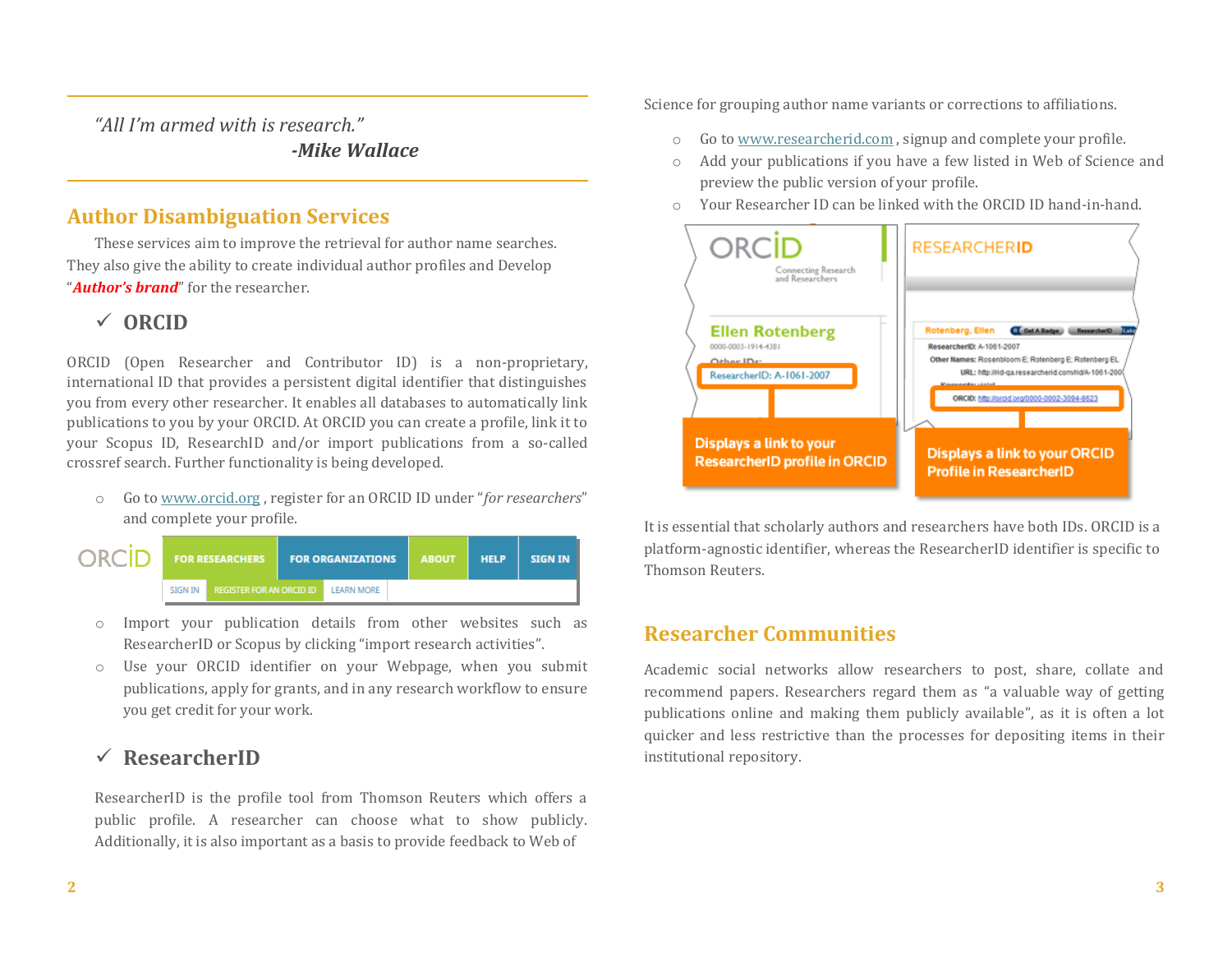*"All I'm armed with is research."*
***-Mike Wallace***

## Author Disambiguation Services

These services aim to improve the retrieval for author name searches. They also give the ability to create individual author profiles and Develop "***Author's brand***" for the researcher.

### ✓ ORCID

ORCID (Open Researcher and Contributor ID) is a non-proprietary, international ID that provides a persistent digital identifier that distinguishes you from every other researcher. It enables all databases to automatically link publications to you by your ORCID. At ORCID you can create a profile, link it to your Scopus ID, ResearchID and/or import publications from a so-called crossref search. Further functionality is being developed.

- Go to www.orcid.org , register for an ORCID ID under "*for researchers*" and complete your profile.
- Import your publication details from other websites such as ResearcherID or Scopus by clicking "import research activities".
- Use your ORCID identifier on your Webpage, when you submit publications, apply for grants, and in any research workflow to ensure you get credit for your work.

### ✓ ResearcherID

ResearcherID is the profile tool from Thomson Reuters which offers a public profile. A researcher can choose what to show publicly. Additionally, it is also important as a basis to provide feedback to Web of Science for grouping author name variants or corrections to affiliations.

- Go to www.researcherid.com , signup and complete your profile.
- Add your publications if you have a few listed in Web of Science and preview the public version of your profile.
- Your Researcher ID can be linked with the ORCID ID hand-in-hand.

It is essential that scholarly authors and researchers have both IDs. ORCID is a platform-agnostic identifier, whereas the ResearcherID identifier is specific to Thomson Reuters.

## Researcher Communities

Academic social networks allow researchers to post, share, collate and recommend papers. Researchers regard them as "a valuable way of getting publications online and making them publicly available", as it is often a lot quicker and less restrictive than the processes for depositing items in their institutional repository.